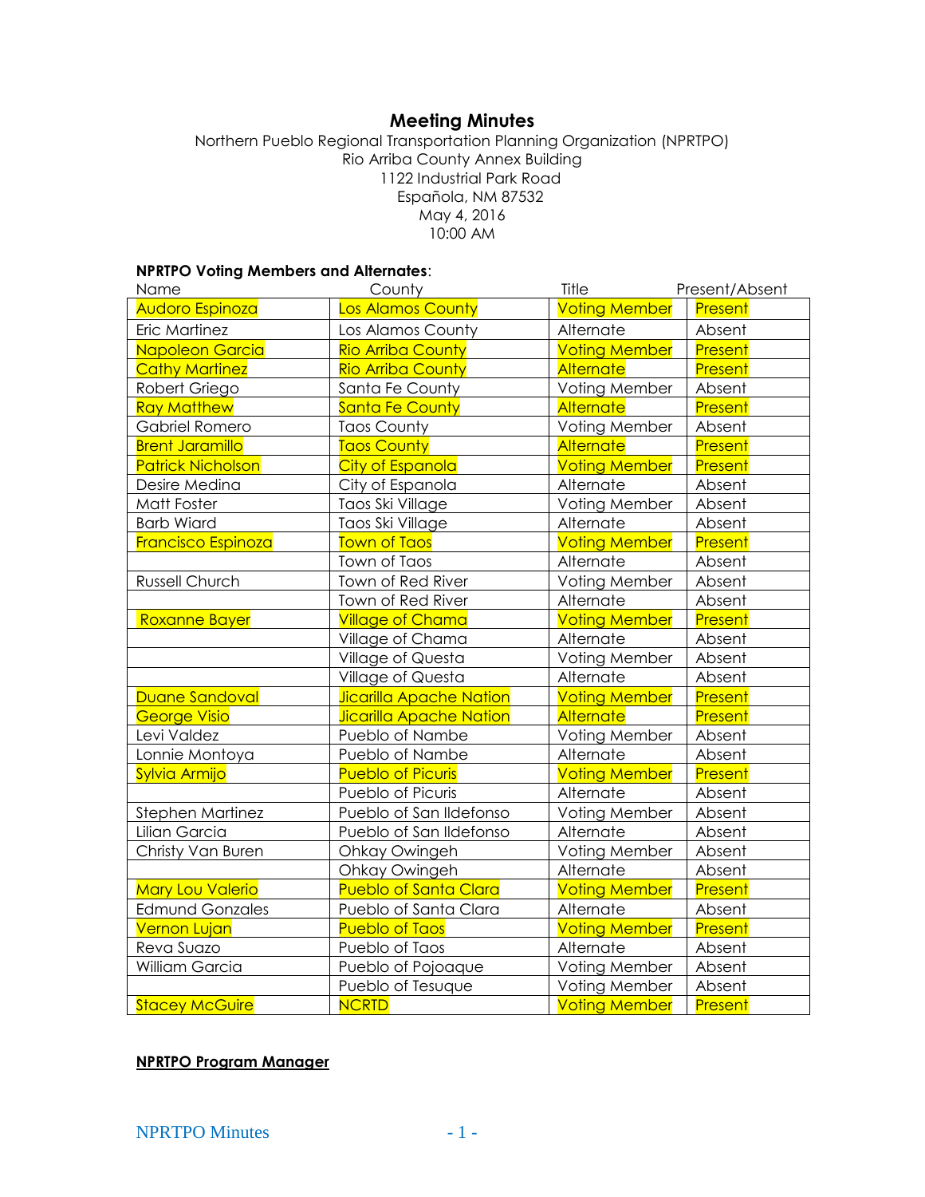# Meeting Minutes

Northern Pueblo Regional Transportation Planning Organization (NPRTPO)
Rio Arriba County Annex Building
1122 Industrial Park Road
Española, NM 87532
May 4, 2016
10:00 AM

**NPRTPO Voting Members and Alternates**:

| Name | County | Title | Present/Absent |
|---|---|---|---|
| Audoro Espinoza | Los Alamos County | Voting Member | Present |
| Eric Martinez | Los Alamos County | Alternate | Absent |
| Napoleon Garcia | Rio Arriba County | Voting Member | Present |
| Cathy Martinez | Rio Arriba County | Alternate | Present |
| Robert Griego | Santa Fe County | Voting Member | Absent |
| Ray Matthew | Santa Fe County | Alternate | Present |
| Gabriel Romero | Taos County | Voting Member | Absent |
| Brent Jaramillo | Taos County | Alternate | Present |
| Patrick Nicholson | City of Espanola | Voting Member | Present |
| Desire Medina | City of Espanola | Alternate | Absent |
| Matt Foster | Taos Ski Village | Voting Member | Absent |
| Barb Wiard | Taos Ski Village | Alternate | Absent |
| Francisco Espinoza | Town of Taos | Voting Member | Present |
| | Town of Taos | Alternate | Absent |
| Russell Church | Town of Red River | Voting Member | Absent |
| | Town of Red River | Alternate | Absent |
| Roxanne Bayer | Village of Chama | Voting Member | Present |
| | Village of Chama | Alternate | Absent |
| | Village of Questa | Voting Member | Absent |
| | Village of Questa | Alternate | Absent |
| Duane Sandoval | Jicarilla Apache Nation | Voting Member | Present |
| George Visio | Jicarilla Apache Nation | Alternate | Present |
| Levi Valdez | Pueblo of Nambe | Voting Member | Absent |
| Lonnie Montoya | Pueblo of Nambe | Alternate | Absent |
| Sylvia Armijo | Pueblo of Picuris | Voting Member | Present |
| | Pueblo of Picuris | Alternate | Absent |
| Stephen Martinez | Pueblo of San Ildefonso | Voting Member | Absent |
| Lilian Garcia | Pueblo of San Ildefonso | Alternate | Absent |
| Christy Van Buren | Ohkay Owingeh | Voting Member | Absent |
| | Ohkay Owingeh | Alternate | Absent |
| Mary Lou Valerio | Pueblo of Santa Clara | Voting Member | Present |
| Edmund Gonzales | Pueblo of Santa Clara | Alternate | Absent |
| Vernon Lujan | Pueblo of Taos | Voting Member | Present |
| Reva Suazo | Pueblo of Taos | Alternate | Absent |
| William Garcia | Pueblo of Pojoaque | Voting Member | Absent |
| | Pueblo of Tesuque | Voting Member | Absent |
| Stacey McGuire | NCRTD | Voting Member | Present |

**NPRTPO Program Manager**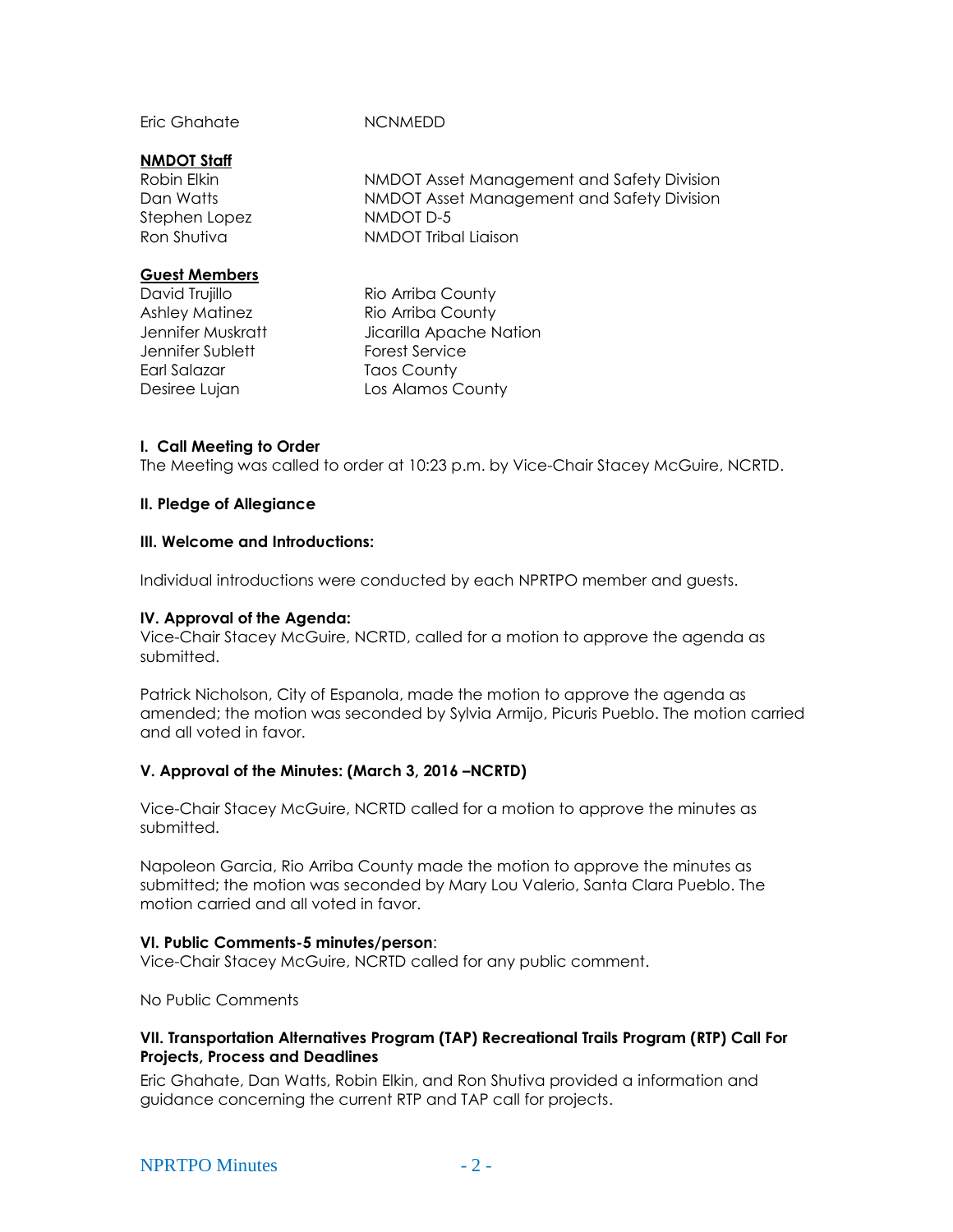| | |
|---|---|
| Eric Ghahate | NCNMEDD |

**NMDOT Staff**

| | |
|---|---|
| Robin Elkin | NMDOT Asset Management and Safety Division |
| Dan Watts | NMDOT Asset Management and Safety Division |
| Stephen Lopez | NMDOT D-5 |
| Ron Shutiva | NMDOT Tribal Liaison |

**Guest Members**

| | |
|---|---|
| David Trujillo | Rio Arriba County |
| Ashley Matinez | Rio Arriba County |
| Jennifer Muskratt | Jicarilla Apache Nation |
| Jennifer Sublett | Forest Service |
| Earl Salazar | Taos County |
| Desiree Lujan | Los Alamos County |

**I. Call Meeting to Order**

The Meeting was called to order at 10:23 p.m. by Vice-Chair Stacey McGuire, NCRTD.

**II. Pledge of Allegiance**

**III. Welcome and Introductions:**

Individual introductions were conducted by each NPRTPO member and guests.

**IV. Approval of the Agenda:**

Vice-Chair Stacey McGuire, NCRTD, called for a motion to approve the agenda as submitted.

Patrick Nicholson, City of Espanola, made the motion to approve the agenda as amended; the motion was seconded by Sylvia Armijo, Picuris Pueblo. The motion carried and all voted in favor.

**V. Approval of the Minutes: (March 3, 2016 –NCRTD)**

Vice-Chair Stacey McGuire, NCRTD called for a motion to approve the minutes as submitted.

Napoleon Garcia, Rio Arriba County made the motion to approve the minutes as submitted; the motion was seconded by Mary Lou Valerio, Santa Clara Pueblo. The motion carried and all voted in favor.

**VI. Public Comments-5 minutes/person**:

Vice-Chair Stacey McGuire, NCRTD called for any public comment.

No Public Comments

**VII. Transportation Alternatives Program (TAP) Recreational Trails Program (RTP) Call For Projects, Process and Deadlines**

Eric Ghahate, Dan Watts, Robin Elkin, and Ron Shutiva provided a information and guidance concerning the current RTP and TAP call for projects.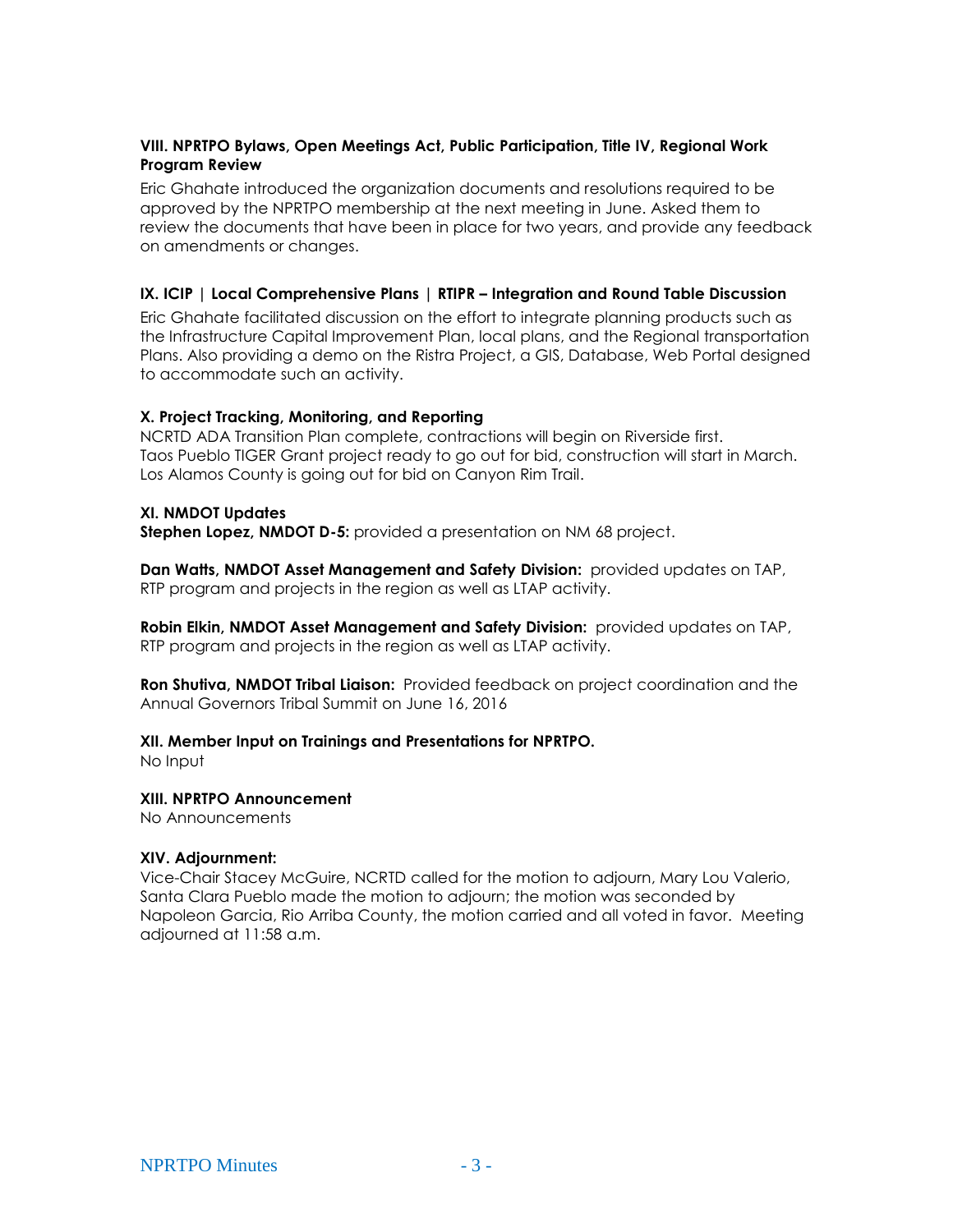**VIII. NPRTPO Bylaws, Open Meetings Act, Public Participation, Title IV, Regional Work Program Review**

Eric Ghahate introduced the organization documents and resolutions required to be approved by the NPRTPO membership at the next meeting in June. Asked them to review the documents that have been in place for two years, and provide any feedback on amendments or changes.

**IX. ICIP | Local Comprehensive Plans | RTIPR – Integration and Round Table Discussion**

Eric Ghahate facilitated discussion on the effort to integrate planning products such as the Infrastructure Capital Improvement Plan, local plans, and the Regional transportation Plans. Also providing a demo on the Ristra Project, a GIS, Database, Web Portal designed to accommodate such an activity.

**X. Project Tracking, Monitoring, and Reporting**

NCRTD ADA Transition Plan complete, contractions will begin on Riverside first.
Taos Pueblo TIGER Grant project ready to go out for bid, construction will start in March.
Los Alamos County is going out for bid on Canyon Rim Trail.

**XI. NMDOT Updates**

**Stephen Lopez, NMDOT D-5:** provided a presentation on NM 68 project.

**Dan Watts, NMDOT Asset Management and Safety Division:** provided updates on TAP, RTP program and projects in the region as well as LTAP activity.

**Robin Elkin, NMDOT Asset Management and Safety Division:** provided updates on TAP, RTP program and projects in the region as well as LTAP activity.

**Ron Shutiva, NMDOT Tribal Liaison:** Provided feedback on project coordination and the Annual Governors Tribal Summit on June 16, 2016

**XII. Member Input on Trainings and Presentations for NPRTPO.**

No Input

**XIII. NPRTPO Announcement**

No Announcements

**XIV. Adjournment:**

Vice-Chair Stacey McGuire, NCRTD called for the motion to adjourn, Mary Lou Valerio, Santa Clara Pueblo made the motion to adjourn; the motion was seconded by Napoleon Garcia, Rio Arriba County, the motion carried and all voted in favor. Meeting adjourned at 11:58 a.m.